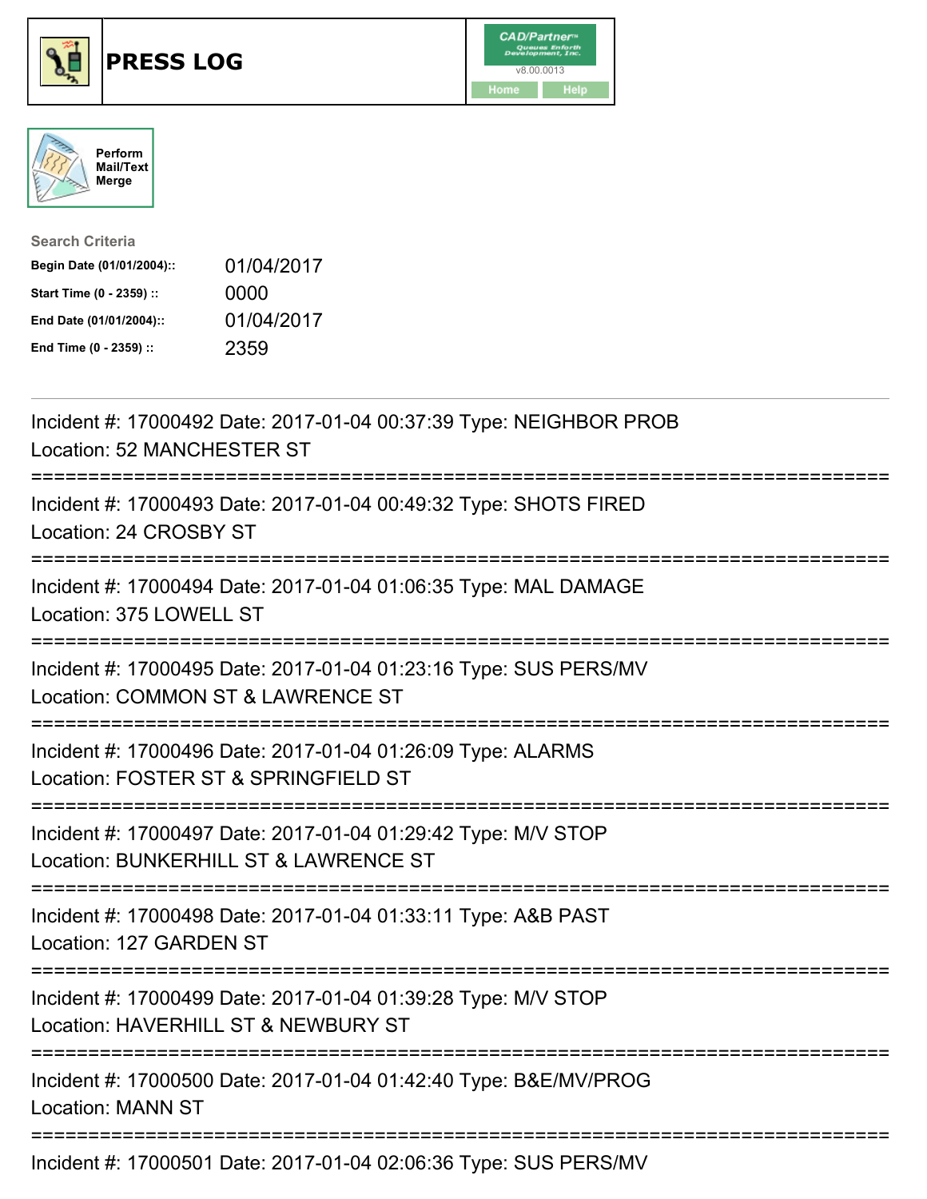# PRESS LOG

Perform Mail/Text Merge

**Search Criteria**

| | |
|---|---|
| **Begin Date (01/01/2004)::** | 01/04/2017 |
| **Start Time (0 - 2359) ::** | 0000 |
| **End Date (01/01/2004)::** | 01/04/2017 |
| **End Time (0 - 2359) ::** | 2359 |

---

Incident #: 17000492 Date: 2017-01-04 00:37:39 Type: NEIGHBOR PROB
Location: 52 MANCHESTER ST

===========================================================================

Incident #: 17000493 Date: 2017-01-04 00:49:32 Type: SHOTS FIRED
Location: 24 CROSBY ST

===========================================================================

Incident #: 17000494 Date: 2017-01-04 01:06:35 Type: MAL DAMAGE
Location: 375 LOWELL ST

===========================================================================

Incident #: 17000495 Date: 2017-01-04 01:23:16 Type: SUS PERS/MV
Location: COMMON ST & LAWRENCE ST

===========================================================================

Incident #: 17000496 Date: 2017-01-04 01:26:09 Type: ALARMS
Location: FOSTER ST & SPRINGFIELD ST

===========================================================================

Incident #: 17000497 Date: 2017-01-04 01:29:42 Type: M/V STOP
Location: BUNKERHILL ST & LAWRENCE ST

===========================================================================

Incident #: 17000498 Date: 2017-01-04 01:33:11 Type: A&B PAST
Location: 127 GARDEN ST

===========================================================================

Incident #: 17000499 Date: 2017-01-04 01:39:28 Type: M/V STOP
Location: HAVERHILL ST & NEWBURY ST

===========================================================================

Incident #: 17000500 Date: 2017-01-04 01:42:40 Type: B&E/MV/PROG
Location: MANN ST

===========================================================================

Incident #: 17000501 Date: 2017-01-04 02:06:36 Type: SUS PERS/MV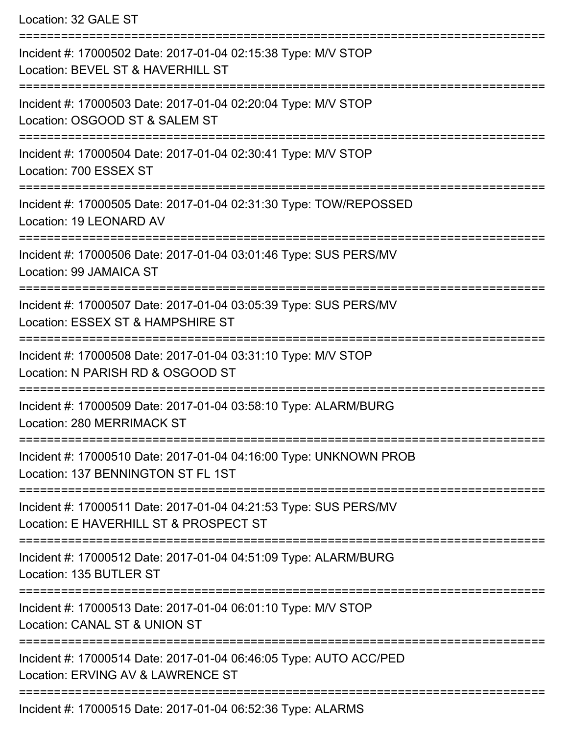Location: 32 GALE ST

===========================================================================

Incident #: 17000502 Date: 2017-01-04 02:15:38 Type: M/V STOP
Location: BEVEL ST & HAVERHILL ST

===========================================================================

Incident #: 17000503 Date: 2017-01-04 02:20:04 Type: M/V STOP
Location: OSGOOD ST & SALEM ST

===========================================================================

Incident #: 17000504 Date: 2017-01-04 02:30:41 Type: M/V STOP
Location: 700 ESSEX ST

===========================================================================

Incident #: 17000505 Date: 2017-01-04 02:31:30 Type: TOW/REPOSSED
Location: 19 LEONARD AV

===========================================================================

Incident #: 17000506 Date: 2017-01-04 03:01:46 Type: SUS PERS/MV
Location: 99 JAMAICA ST

===========================================================================

Incident #: 17000507 Date: 2017-01-04 03:05:39 Type: SUS PERS/MV
Location: ESSEX ST & HAMPSHIRE ST

===========================================================================

Incident #: 17000508 Date: 2017-01-04 03:31:10 Type: M/V STOP
Location: N PARISH RD & OSGOOD ST

===========================================================================

Incident #: 17000509 Date: 2017-01-04 03:58:10 Type: ALARM/BURG
Location: 280 MERRIMACK ST

===========================================================================

Incident #: 17000510 Date: 2017-01-04 04:16:00 Type: UNKNOWN PROB
Location: 137 BENNINGTON ST FL 1ST

===========================================================================

Incident #: 17000511 Date: 2017-01-04 04:21:53 Type: SUS PERS/MV
Location: E HAVERHILL ST & PROSPECT ST

===========================================================================

Incident #: 17000512 Date: 2017-01-04 04:51:09 Type: ALARM/BURG
Location: 135 BUTLER ST

===========================================================================

Incident #: 17000513 Date: 2017-01-04 06:01:10 Type: M/V STOP
Location: CANAL ST & UNION ST

===========================================================================

Incident #: 17000514 Date: 2017-01-04 06:46:05 Type: AUTO ACC/PED
Location: ERVING AV & LAWRENCE ST

===========================================================================

Incident #: 17000515 Date: 2017-01-04 06:52:36 Type: ALARMS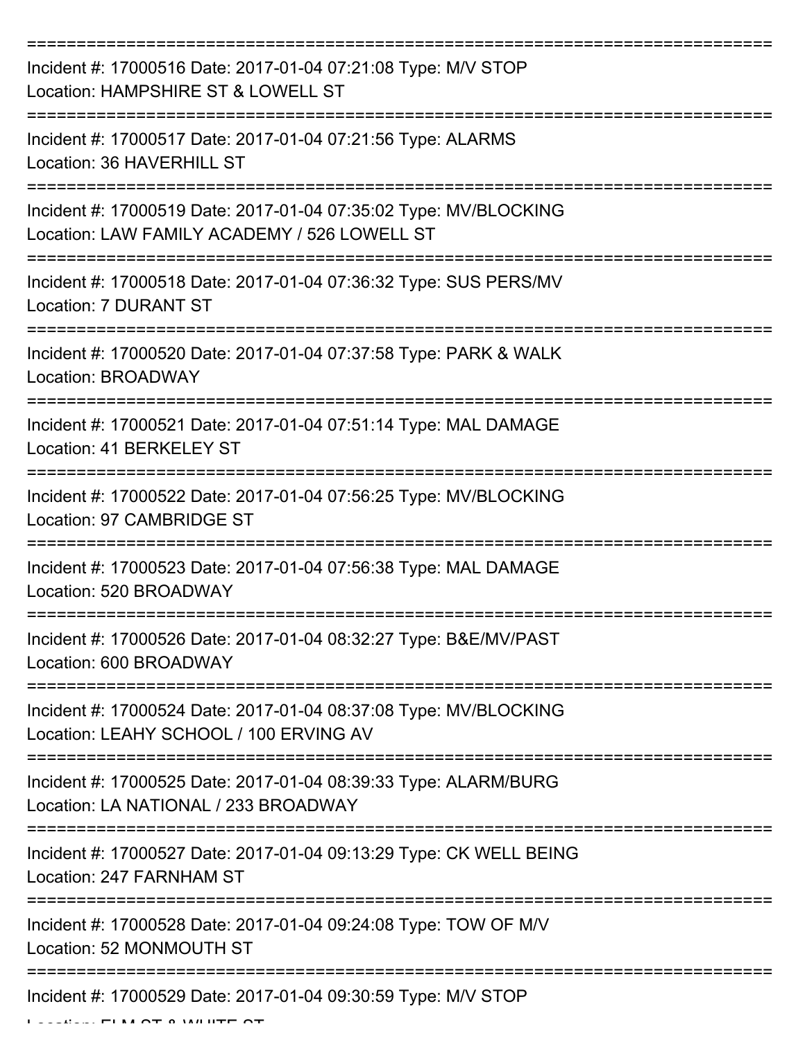===========================================================================

Incident #: 17000516 Date: 2017-01-04 07:21:08 Type: M/V STOP
Location: HAMPSHIRE ST & LOWELL ST

===========================================================================

Incident #: 17000517 Date: 2017-01-04 07:21:56 Type: ALARMS
Location: 36 HAVERHILL ST

===========================================================================

Incident #: 17000519 Date: 2017-01-04 07:35:02 Type: MV/BLOCKING
Location: LAW FAMILY ACADEMY / 526 LOWELL ST

===========================================================================

Incident #: 17000518 Date: 2017-01-04 07:36:32 Type: SUS PERS/MV
Location: 7 DURANT ST

===========================================================================

Incident #: 17000520 Date: 2017-01-04 07:37:58 Type: PARK & WALK
Location: BROADWAY

===========================================================================

Incident #: 17000521 Date: 2017-01-04 07:51:14 Type: MAL DAMAGE
Location: 41 BERKELEY ST

===========================================================================

Incident #: 17000522 Date: 2017-01-04 07:56:25 Type: MV/BLOCKING
Location: 97 CAMBRIDGE ST

===========================================================================

Incident #: 17000523 Date: 2017-01-04 07:56:38 Type: MAL DAMAGE
Location: 520 BROADWAY

===========================================================================

Incident #: 17000526 Date: 2017-01-04 08:32:27 Type: B&E/MV/PAST
Location: 600 BROADWAY

===========================================================================

Incident #: 17000524 Date: 2017-01-04 08:37:08 Type: MV/BLOCKING
Location: LEAHY SCHOOL / 100 ERVING AV

===========================================================================

Incident #: 17000525 Date: 2017-01-04 08:39:33 Type: ALARM/BURG
Location: LA NATIONAL / 233 BROADWAY

===========================================================================

Incident #: 17000527 Date: 2017-01-04 09:13:29 Type: CK WELL BEING
Location: 247 FARNHAM ST

===========================================================================

Incident #: 17000528 Date: 2017-01-04 09:24:08 Type: TOW OF M/V
Location: 52 MONMOUTH ST

===========================================================================

Incident #: 17000529 Date: 2017-01-04 09:30:59 Type: M/V STOP
Location: ELM ST & WHITE ST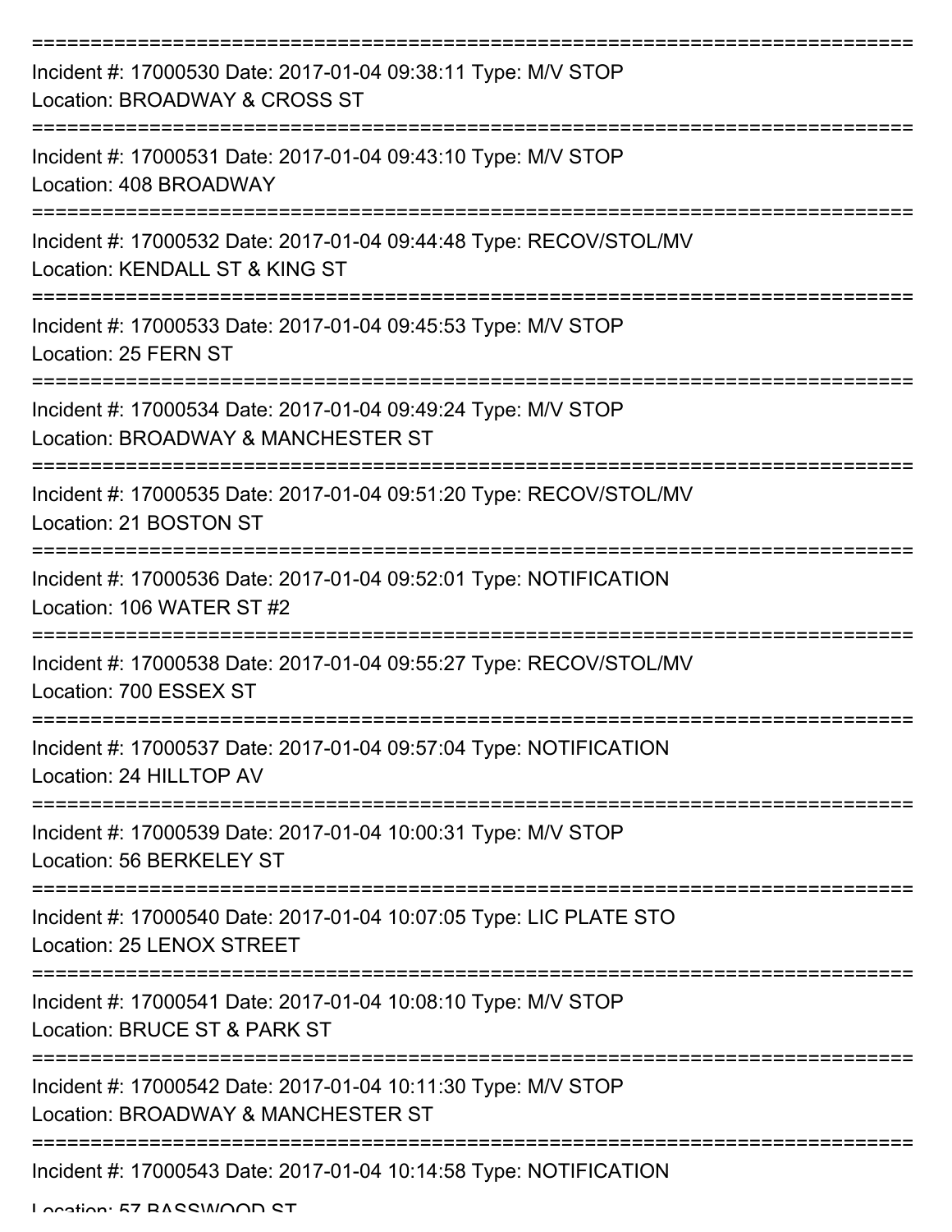===========================================================================

Incident #: 17000530 Date: 2017-01-04 09:38:11 Type: M/V STOP
Location: BROADWAY & CROSS ST

===========================================================================

Incident #: 17000531 Date: 2017-01-04 09:43:10 Type: M/V STOP
Location: 408 BROADWAY

===========================================================================

Incident #: 17000532 Date: 2017-01-04 09:44:48 Type: RECOV/STOL/MV
Location: KENDALL ST & KING ST

===========================================================================

Incident #: 17000533 Date: 2017-01-04 09:45:53 Type: M/V STOP
Location: 25 FERN ST

===========================================================================

Incident #: 17000534 Date: 2017-01-04 09:49:24 Type: M/V STOP
Location: BROADWAY & MANCHESTER ST

===========================================================================

Incident #: 17000535 Date: 2017-01-04 09:51:20 Type: RECOV/STOL/MV
Location: 21 BOSTON ST

===========================================================================

Incident #: 17000536 Date: 2017-01-04 09:52:01 Type: NOTIFICATION
Location: 106 WATER ST #2

===========================================================================

Incident #: 17000538 Date: 2017-01-04 09:55:27 Type: RECOV/STOL/MV
Location: 700 ESSEX ST

===========================================================================

Incident #: 17000537 Date: 2017-01-04 09:57:04 Type: NOTIFICATION
Location: 24 HILLTOP AV

===========================================================================

Incident #: 17000539 Date: 2017-01-04 10:00:31 Type: M/V STOP
Location: 56 BERKELEY ST

===========================================================================

Incident #: 17000540 Date: 2017-01-04 10:07:05 Type: LIC PLATE STO
Location: 25 LENOX STREET

===========================================================================

Incident #: 17000541 Date: 2017-01-04 10:08:10 Type: M/V STOP
Location: BRUCE ST & PARK ST

===========================================================================

Incident #: 17000542 Date: 2017-01-04 10:11:30 Type: M/V STOP
Location: BROADWAY & MANCHESTER ST

===========================================================================

Incident #: 17000543 Date: 2017-01-04 10:14:58 Type: NOTIFICATION
Location: 57 BASSWOOD ST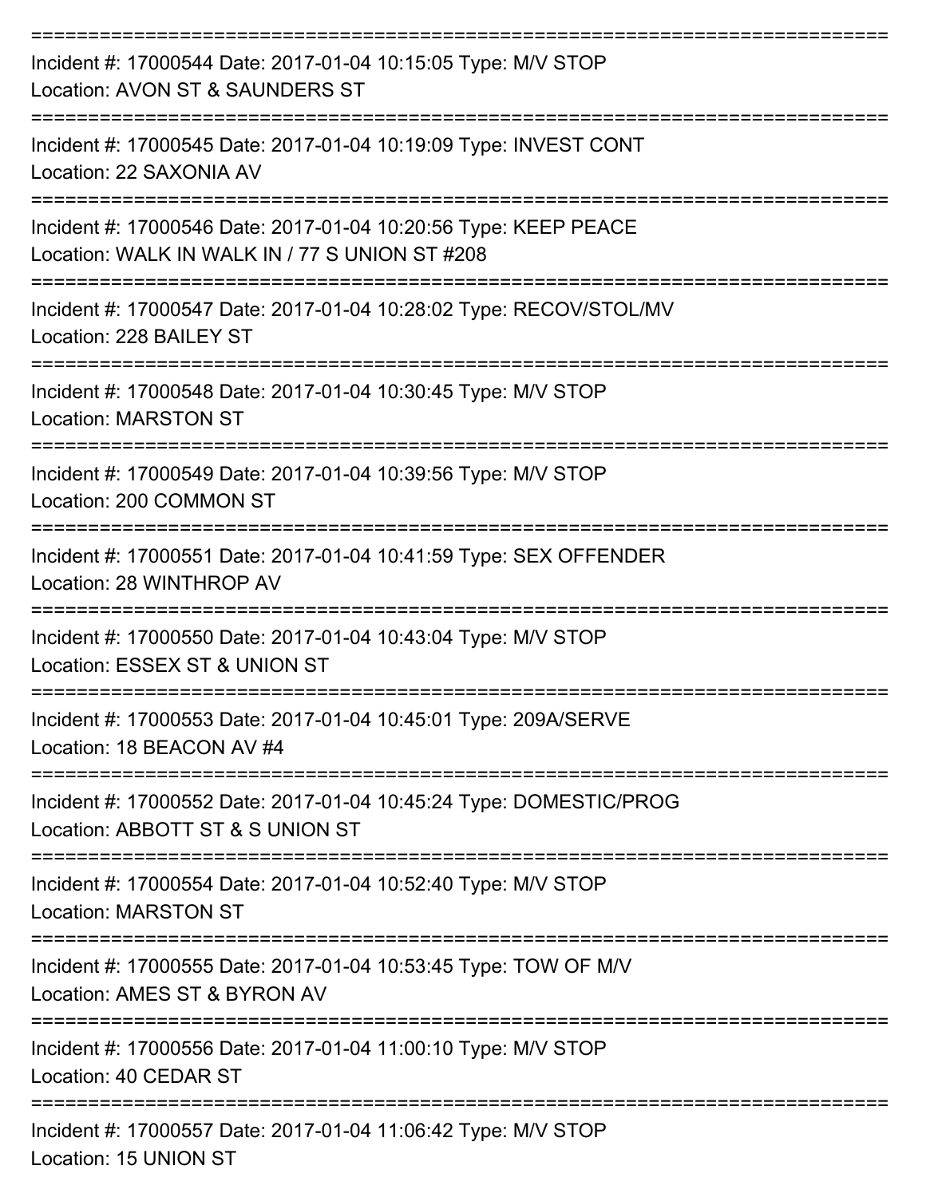===========================================================================

Incident #: 17000544 Date: 2017-01-04 10:15:05 Type: M/V STOP
Location: AVON ST & SAUNDERS ST

===========================================================================

Incident #: 17000545 Date: 2017-01-04 10:19:09 Type: INVEST CONT
Location: 22 SAXONIA AV

===========================================================================

Incident #: 17000546 Date: 2017-01-04 10:20:56 Type: KEEP PEACE
Location: WALK IN WALK IN / 77 S UNION ST #208

===========================================================================

Incident #: 17000547 Date: 2017-01-04 10:28:02 Type: RECOV/STOL/MV
Location: 228 BAILEY ST

===========================================================================

Incident #: 17000548 Date: 2017-01-04 10:30:45 Type: M/V STOP
Location: MARSTON ST

===========================================================================

Incident #: 17000549 Date: 2017-01-04 10:39:56 Type: M/V STOP
Location: 200 COMMON ST

===========================================================================

Incident #: 17000551 Date: 2017-01-04 10:41:59 Type: SEX OFFENDER
Location: 28 WINTHROP AV

===========================================================================

Incident #: 17000550 Date: 2017-01-04 10:43:04 Type: M/V STOP
Location: ESSEX ST & UNION ST

===========================================================================

Incident #: 17000553 Date: 2017-01-04 10:45:01 Type: 209A/SERVE
Location: 18 BEACON AV #4

===========================================================================

Incident #: 17000552 Date: 2017-01-04 10:45:24 Type: DOMESTIC/PROG
Location: ABBOTT ST & S UNION ST

===========================================================================

Incident #: 17000554 Date: 2017-01-04 10:52:40 Type: M/V STOP
Location: MARSTON ST

===========================================================================

Incident #: 17000555 Date: 2017-01-04 10:53:45 Type: TOW OF M/V
Location: AMES ST & BYRON AV

===========================================================================

Incident #: 17000556 Date: 2017-01-04 11:00:10 Type: M/V STOP
Location: 40 CEDAR ST

===========================================================================

Incident #: 17000557 Date: 2017-01-04 11:06:42 Type: M/V STOP
Location: 15 UNION ST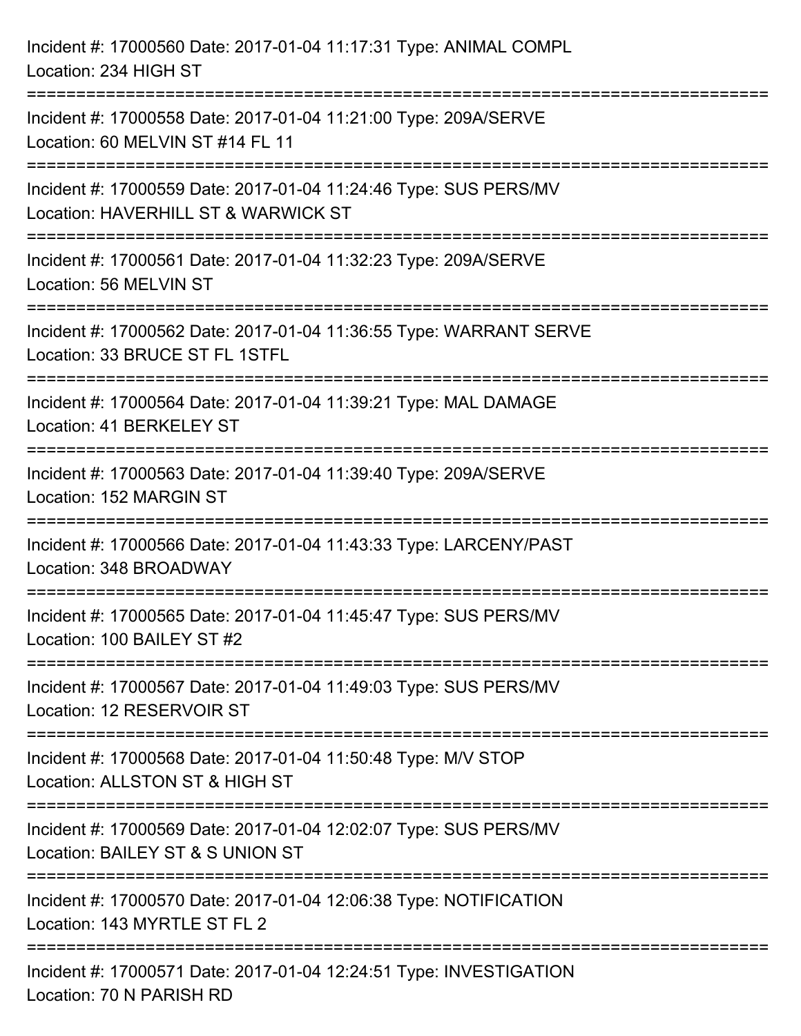Incident #: 17000560 Date: 2017-01-04 11:17:31 Type: ANIMAL COMPL
Location: 234 HIGH ST

===========================================================================

Incident #: 17000558 Date: 2017-01-04 11:21:00 Type: 209A/SERVE
Location: 60 MELVIN ST #14 FL 11

===========================================================================

Incident #: 17000559 Date: 2017-01-04 11:24:46 Type: SUS PERS/MV
Location: HAVERHILL ST & WARWICK ST

===========================================================================

Incident #: 17000561 Date: 2017-01-04 11:32:23 Type: 209A/SERVE
Location: 56 MELVIN ST

===========================================================================

Incident #: 17000562 Date: 2017-01-04 11:36:55 Type: WARRANT SERVE
Location: 33 BRUCE ST FL 1STFL

===========================================================================

Incident #: 17000564 Date: 2017-01-04 11:39:21 Type: MAL DAMAGE
Location: 41 BERKELEY ST

===========================================================================

Incident #: 17000563 Date: 2017-01-04 11:39:40 Type: 209A/SERVE
Location: 152 MARGIN ST

===========================================================================

Incident #: 17000566 Date: 2017-01-04 11:43:33 Type: LARCENY/PAST
Location: 348 BROADWAY

===========================================================================

Incident #: 17000565 Date: 2017-01-04 11:45:47 Type: SUS PERS/MV
Location: 100 BAILEY ST #2

===========================================================================

Incident #: 17000567 Date: 2017-01-04 11:49:03 Type: SUS PERS/MV
Location: 12 RESERVOIR ST

===========================================================================

Incident #: 17000568 Date: 2017-01-04 11:50:48 Type: M/V STOP
Location: ALLSTON ST & HIGH ST

===========================================================================

Incident #: 17000569 Date: 2017-01-04 12:02:07 Type: SUS PERS/MV
Location: BAILEY ST & S UNION ST

===========================================================================

Incident #: 17000570 Date: 2017-01-04 12:06:38 Type: NOTIFICATION
Location: 143 MYRTLE ST FL 2

===========================================================================

Incident #: 17000571 Date: 2017-01-04 12:24:51 Type: INVESTIGATION
Location: 70 N PARISH RD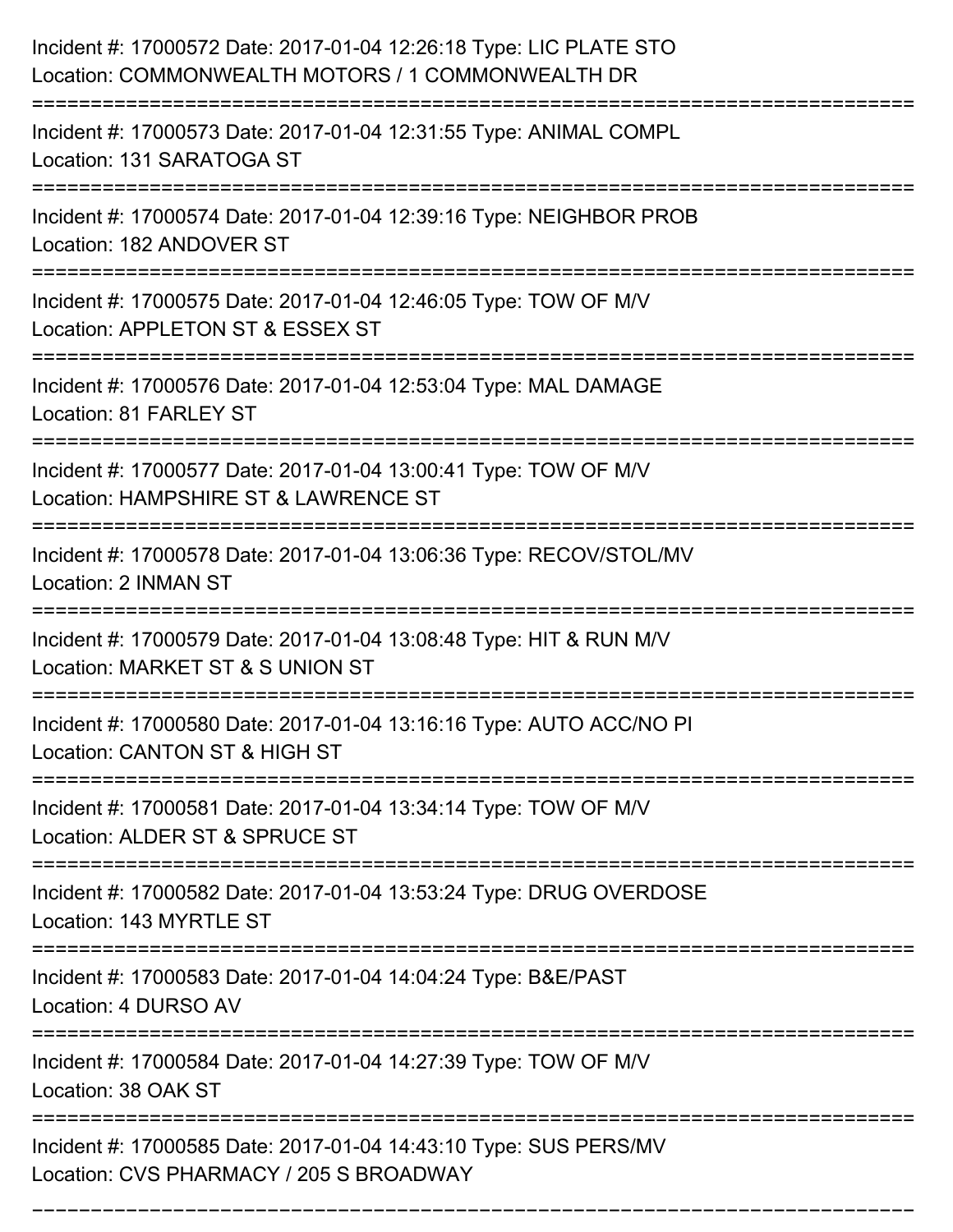Incident #: 17000572 Date: 2017-01-04 12:26:18 Type: LIC PLATE STO
Location: COMMONWEALTH MOTORS / 1 COMMONWEALTH DR

===========================================================================

Incident #: 17000573 Date: 2017-01-04 12:31:55 Type: ANIMAL COMPL
Location: 131 SARATOGA ST

===========================================================================

Incident #: 17000574 Date: 2017-01-04 12:39:16 Type: NEIGHBOR PROB
Location: 182 ANDOVER ST

===========================================================================

Incident #: 17000575 Date: 2017-01-04 12:46:05 Type: TOW OF M/V
Location: APPLETON ST & ESSEX ST

===========================================================================

Incident #: 17000576 Date: 2017-01-04 12:53:04 Type: MAL DAMAGE
Location: 81 FARLEY ST

===========================================================================

Incident #: 17000577 Date: 2017-01-04 13:00:41 Type: TOW OF M/V
Location: HAMPSHIRE ST & LAWRENCE ST

===========================================================================

Incident #: 17000578 Date: 2017-01-04 13:06:36 Type: RECOV/STOL/MV
Location: 2 INMAN ST

===========================================================================

Incident #: 17000579 Date: 2017-01-04 13:08:48 Type: HIT & RUN M/V
Location: MARKET ST & S UNION ST

===========================================================================

Incident #: 17000580 Date: 2017-01-04 13:16:16 Type: AUTO ACC/NO PI
Location: CANTON ST & HIGH ST

===========================================================================

Incident #: 17000581 Date: 2017-01-04 13:34:14 Type: TOW OF M/V
Location: ALDER ST & SPRUCE ST

===========================================================================

Incident #: 17000582 Date: 2017-01-04 13:53:24 Type: DRUG OVERDOSE
Location: 143 MYRTLE ST

===========================================================================

Incident #: 17000583 Date: 2017-01-04 14:04:24 Type: B&E/PAST
Location: 4 DURSO AV

===========================================================================

Incident #: 17000584 Date: 2017-01-04 14:27:39 Type: TOW OF M/V
Location: 38 OAK ST

===========================================================================

Incident #: 17000585 Date: 2017-01-04 14:43:10 Type: SUS PERS/MV
Location: CVS PHARMACY / 205 S BROADWAY

===========================================================================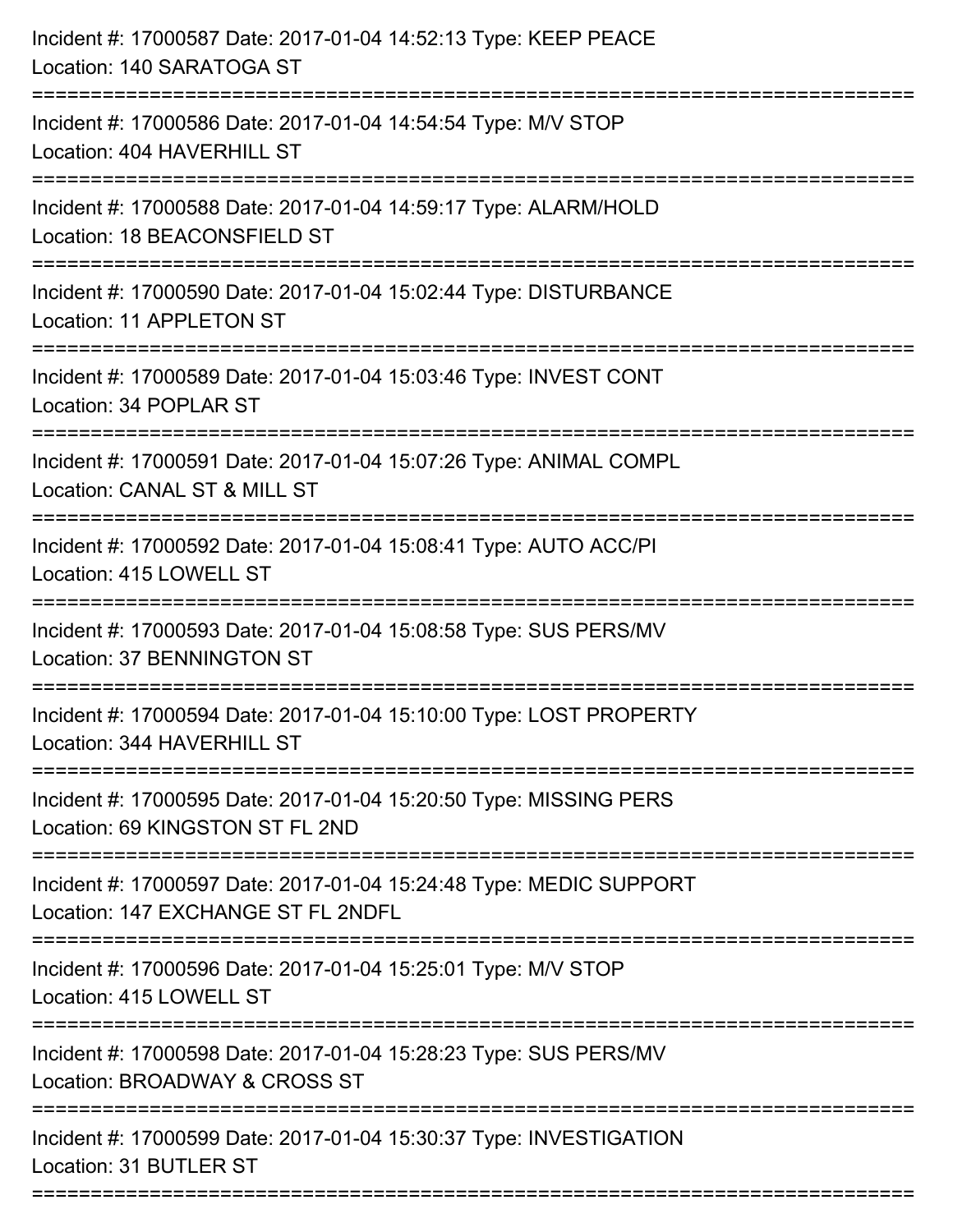Incident #: 17000587 Date: 2017-01-04 14:52:13 Type: KEEP PEACE
Location: 140 SARATOGA ST

===========================================================================

Incident #: 17000586 Date: 2017-01-04 14:54:54 Type: M/V STOP
Location: 404 HAVERHILL ST

===========================================================================

Incident #: 17000588 Date: 2017-01-04 14:59:17 Type: ALARM/HOLD
Location: 18 BEACONSFIELD ST

===========================================================================

Incident #: 17000590 Date: 2017-01-04 15:02:44 Type: DISTURBANCE
Location: 11 APPLETON ST

===========================================================================

Incident #: 17000589 Date: 2017-01-04 15:03:46 Type: INVEST CONT
Location: 34 POPLAR ST

===========================================================================

Incident #: 17000591 Date: 2017-01-04 15:07:26 Type: ANIMAL COMPL
Location: CANAL ST & MILL ST

===========================================================================

Incident #: 17000592 Date: 2017-01-04 15:08:41 Type: AUTO ACC/PI
Location: 415 LOWELL ST

===========================================================================

Incident #: 17000593 Date: 2017-01-04 15:08:58 Type: SUS PERS/MV
Location: 37 BENNINGTON ST

===========================================================================

Incident #: 17000594 Date: 2017-01-04 15:10:00 Type: LOST PROPERTY
Location: 344 HAVERHILL ST

===========================================================================

Incident #: 17000595 Date: 2017-01-04 15:20:50 Type: MISSING PERS
Location: 69 KINGSTON ST FL 2ND

===========================================================================

Incident #: 17000597 Date: 2017-01-04 15:24:48 Type: MEDIC SUPPORT
Location: 147 EXCHANGE ST FL 2NDFL

===========================================================================

Incident #: 17000596 Date: 2017-01-04 15:25:01 Type: M/V STOP
Location: 415 LOWELL ST

===========================================================================

Incident #: 17000598 Date: 2017-01-04 15:28:23 Type: SUS PERS/MV
Location: BROADWAY & CROSS ST

===========================================================================

Incident #: 17000599 Date: 2017-01-04 15:30:37 Type: INVESTIGATION
Location: 31 BUTLER ST

===========================================================================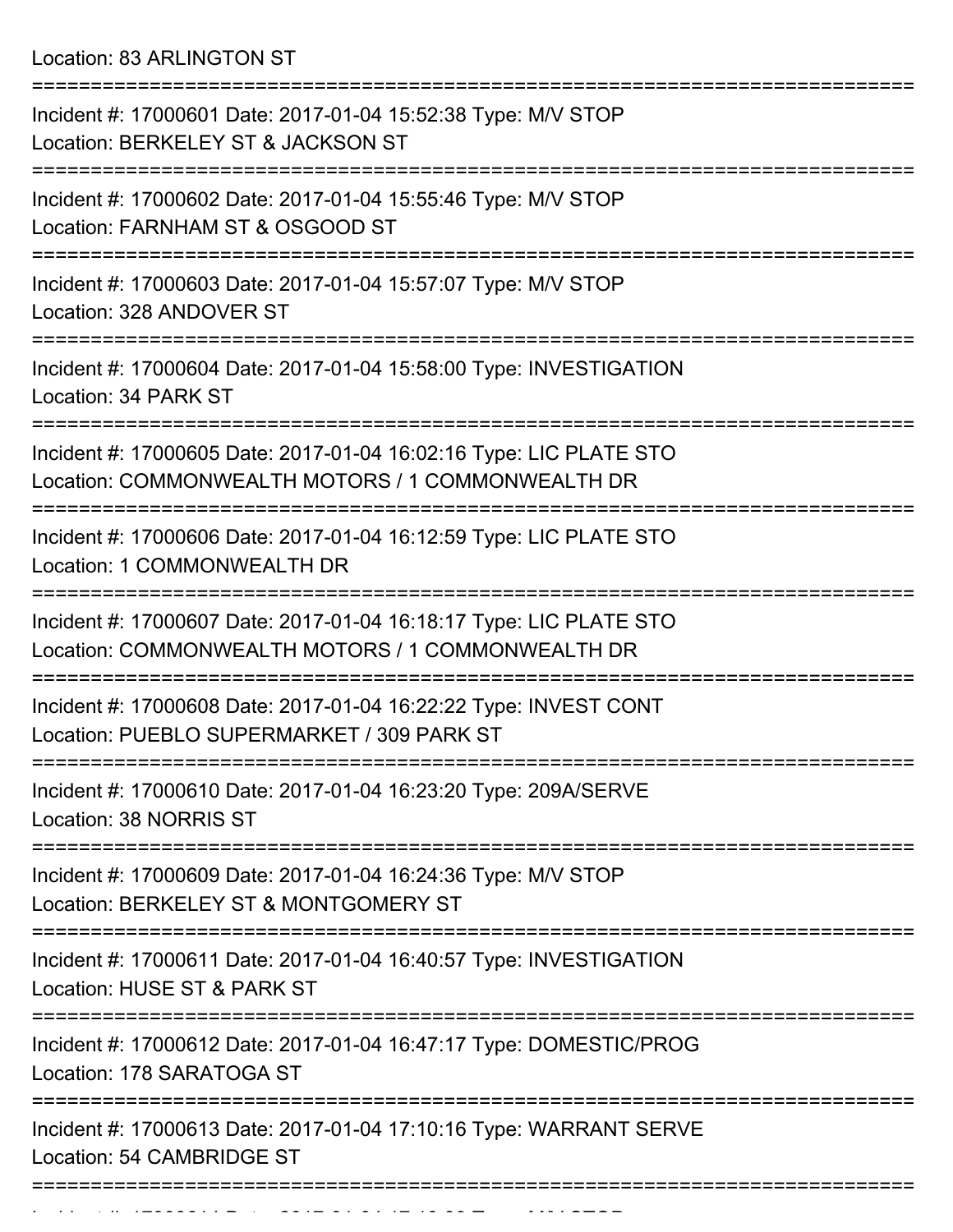Location: 83 ARLINGTON ST

===========================================================================

Incident #: 17000601 Date: 2017-01-04 15:52:38 Type: M/V STOP
Location: BERKELEY ST & JACKSON ST

===========================================================================

Incident #: 17000602 Date: 2017-01-04 15:55:46 Type: M/V STOP
Location: FARNHAM ST & OSGOOD ST

===========================================================================

Incident #: 17000603 Date: 2017-01-04 15:57:07 Type: M/V STOP
Location: 328 ANDOVER ST

===========================================================================

Incident #: 17000604 Date: 2017-01-04 15:58:00 Type: INVESTIGATION
Location: 34 PARK ST

===========================================================================

Incident #: 17000605 Date: 2017-01-04 16:02:16 Type: LIC PLATE STO
Location: COMMONWEALTH MOTORS / 1 COMMONWEALTH DR

===========================================================================

Incident #: 17000606 Date: 2017-01-04 16:12:59 Type: LIC PLATE STO
Location: 1 COMMONWEALTH DR

===========================================================================

Incident #: 17000607 Date: 2017-01-04 16:18:17 Type: LIC PLATE STO
Location: COMMONWEALTH MOTORS / 1 COMMONWEALTH DR

===========================================================================

Incident #: 17000608 Date: 2017-01-04 16:22:22 Type: INVEST CONT
Location: PUEBLO SUPERMARKET / 309 PARK ST

===========================================================================

Incident #: 17000610 Date: 2017-01-04 16:23:20 Type: 209A/SERVE
Location: 38 NORRIS ST

===========================================================================

Incident #: 17000609 Date: 2017-01-04 16:24:36 Type: M/V STOP
Location: BERKELEY ST & MONTGOMERY ST

===========================================================================

Incident #: 17000611 Date: 2017-01-04 16:40:57 Type: INVESTIGATION
Location: HUSE ST & PARK ST

===========================================================================

Incident #: 17000612 Date: 2017-01-04 16:47:17 Type: DOMESTIC/PROG
Location: 178 SARATOGA ST

===========================================================================

Incident #: 17000613 Date: 2017-01-04 17:10:16 Type: WARRANT SERVE
Location: 54 CAMBRIDGE ST

===========================================================================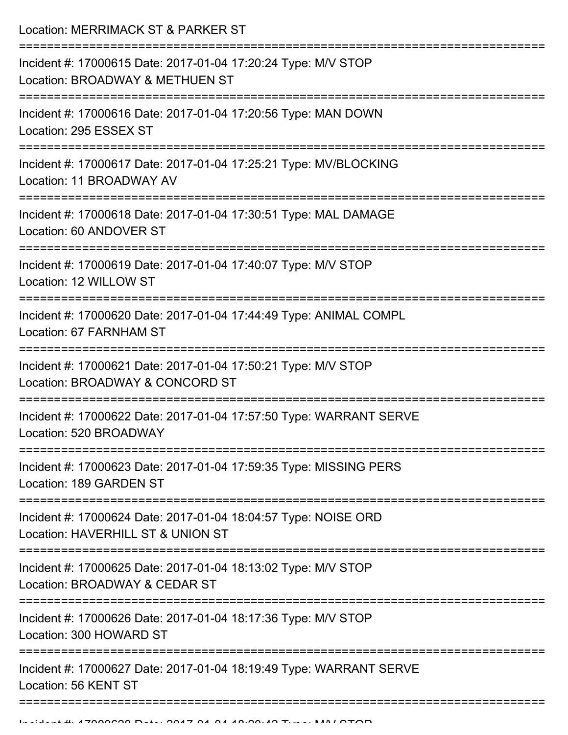Location: MERRIMACK ST & PARKER ST

===========================================================================

Incident #: 17000615 Date: 2017-01-04 17:20:24 Type: M/V STOP
Location: BROADWAY & METHUEN ST

===========================================================================

Incident #: 17000616 Date: 2017-01-04 17:20:56 Type: MAN DOWN
Location: 295 ESSEX ST

===========================================================================

Incident #: 17000617 Date: 2017-01-04 17:25:21 Type: MV/BLOCKING
Location: 11 BROADWAY AV

===========================================================================

Incident #: 17000618 Date: 2017-01-04 17:30:51 Type: MAL DAMAGE
Location: 60 ANDOVER ST

===========================================================================

Incident #: 17000619 Date: 2017-01-04 17:40:07 Type: M/V STOP
Location: 12 WILLOW ST

===========================================================================

Incident #: 17000620 Date: 2017-01-04 17:44:49 Type: ANIMAL COMPL
Location: 67 FARNHAM ST

===========================================================================

Incident #: 17000621 Date: 2017-01-04 17:50:21 Type: M/V STOP
Location: BROADWAY & CONCORD ST

===========================================================================

Incident #: 17000622 Date: 2017-01-04 17:57:50 Type: WARRANT SERVE
Location: 520 BROADWAY

===========================================================================

Incident #: 17000623 Date: 2017-01-04 17:59:35 Type: MISSING PERS
Location: 189 GARDEN ST

===========================================================================

Incident #: 17000624 Date: 2017-01-04 18:04:57 Type: NOISE ORD
Location: HAVERHILL ST & UNION ST

===========================================================================

Incident #: 17000625 Date: 2017-01-04 18:13:02 Type: M/V STOP
Location: BROADWAY & CEDAR ST

===========================================================================

Incident #: 17000626 Date: 2017-01-04 18:17:36 Type: M/V STOP
Location: 300 HOWARD ST

===========================================================================

Incident #: 17000627 Date: 2017-01-04 18:19:49 Type: WARRANT SERVE
Location: 56 KENT ST

===========================================================================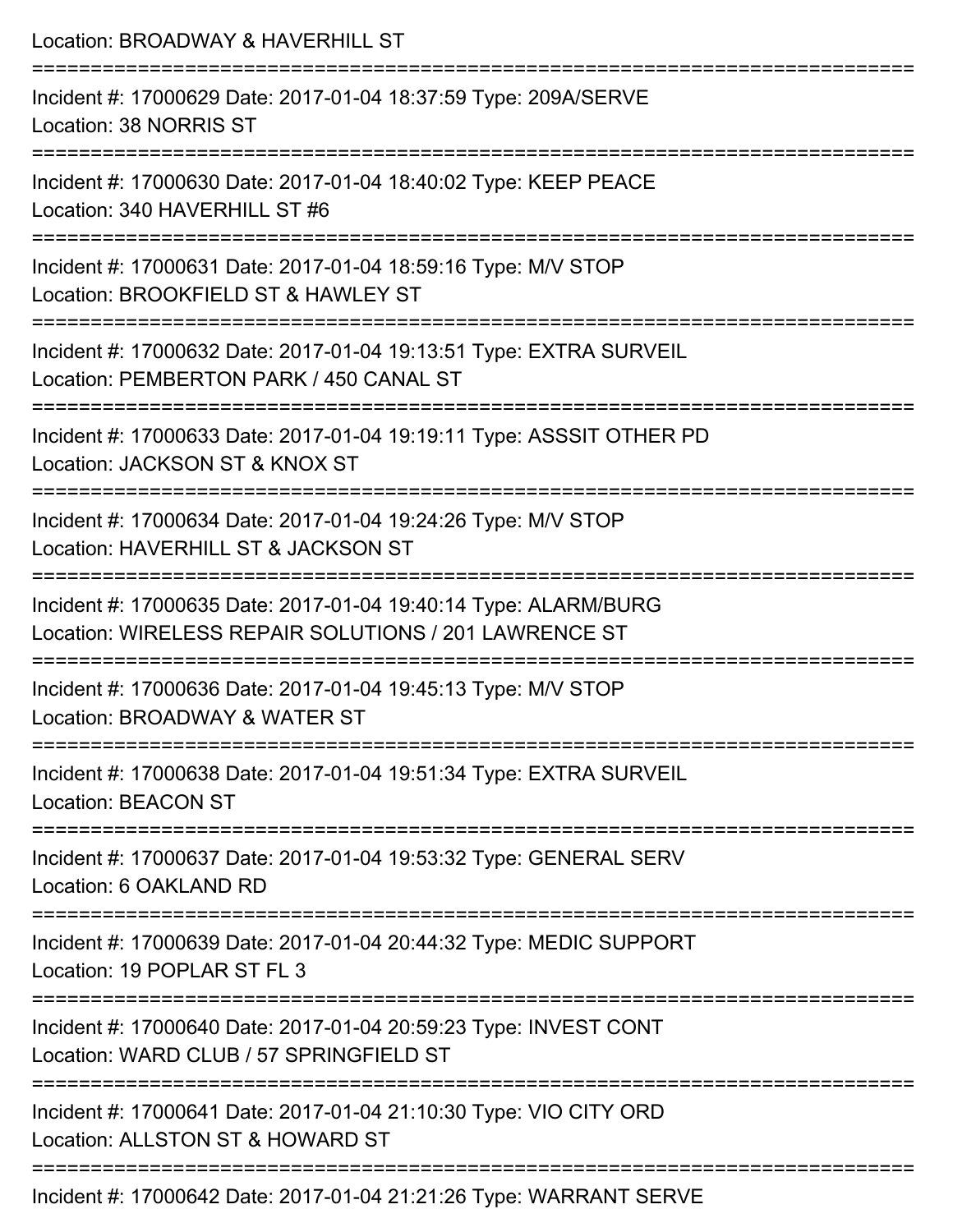Location: BROADWAY & HAVERHILL ST

===========================================================================

Incident #: 17000629 Date: 2017-01-04 18:37:59 Type: 209A/SERVE
Location: 38 NORRIS ST

===========================================================================

Incident #: 17000630 Date: 2017-01-04 18:40:02 Type: KEEP PEACE
Location: 340 HAVERHILL ST #6

===========================================================================

Incident #: 17000631 Date: 2017-01-04 18:59:16 Type: M/V STOP
Location: BROOKFIELD ST & HAWLEY ST

===========================================================================

Incident #: 17000632 Date: 2017-01-04 19:13:51 Type: EXTRA SURVEIL
Location: PEMBERTON PARK / 450 CANAL ST

===========================================================================

Incident #: 17000633 Date: 2017-01-04 19:19:11 Type: ASSSIT OTHER PD
Location: JACKSON ST & KNOX ST

===========================================================================

Incident #: 17000634 Date: 2017-01-04 19:24:26 Type: M/V STOP
Location: HAVERHILL ST & JACKSON ST

===========================================================================

Incident #: 17000635 Date: 2017-01-04 19:40:14 Type: ALARM/BURG
Location: WIRELESS REPAIR SOLUTIONS / 201 LAWRENCE ST

===========================================================================

Incident #: 17000636 Date: 2017-01-04 19:45:13 Type: M/V STOP
Location: BROADWAY & WATER ST

===========================================================================

Incident #: 17000638 Date: 2017-01-04 19:51:34 Type: EXTRA SURVEIL
Location: BEACON ST

===========================================================================

Incident #: 17000637 Date: 2017-01-04 19:53:32 Type: GENERAL SERV
Location: 6 OAKLAND RD

===========================================================================

Incident #: 17000639 Date: 2017-01-04 20:44:32 Type: MEDIC SUPPORT
Location: 19 POPLAR ST FL 3

===========================================================================

Incident #: 17000640 Date: 2017-01-04 20:59:23 Type: INVEST CONT
Location: WARD CLUB / 57 SPRINGFIELD ST

===========================================================================

Incident #: 17000641 Date: 2017-01-04 21:10:30 Type: VIO CITY ORD
Location: ALLSTON ST & HOWARD ST

===========================================================================

Incident #: 17000642 Date: 2017-01-04 21:21:26 Type: WARRANT SERVE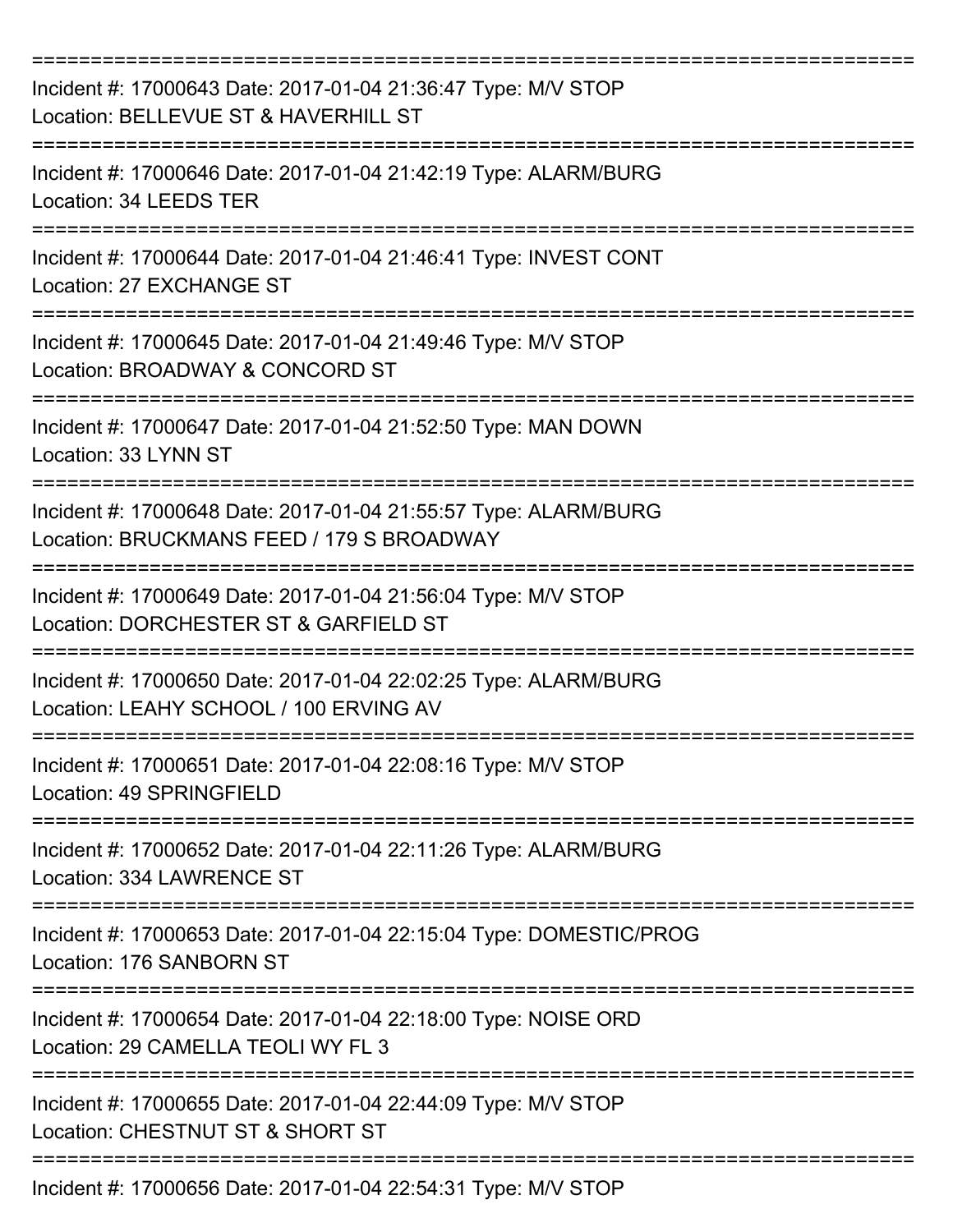===========================================================================

Incident #: 17000643 Date: 2017-01-04 21:36:47 Type: M/V STOP
Location: BELLEVUE ST & HAVERHILL ST

===========================================================================

Incident #: 17000646 Date: 2017-01-04 21:42:19 Type: ALARM/BURG
Location: 34 LEEDS TER

===========================================================================

Incident #: 17000644 Date: 2017-01-04 21:46:41 Type: INVEST CONT
Location: 27 EXCHANGE ST

===========================================================================

Incident #: 17000645 Date: 2017-01-04 21:49:46 Type: M/V STOP
Location: BROADWAY & CONCORD ST

===========================================================================

Incident #: 17000647 Date: 2017-01-04 21:52:50 Type: MAN DOWN
Location: 33 LYNN ST

===========================================================================

Incident #: 17000648 Date: 2017-01-04 21:55:57 Type: ALARM/BURG
Location: BRUCKMANS FEED / 179 S BROADWAY

===========================================================================

Incident #: 17000649 Date: 2017-01-04 21:56:04 Type: M/V STOP
Location: DORCHESTER ST & GARFIELD ST

===========================================================================

Incident #: 17000650 Date: 2017-01-04 22:02:25 Type: ALARM/BURG
Location: LEAHY SCHOOL / 100 ERVING AV

===========================================================================

Incident #: 17000651 Date: 2017-01-04 22:08:16 Type: M/V STOP
Location: 49 SPRINGFIELD

===========================================================================

Incident #: 17000652 Date: 2017-01-04 22:11:26 Type: ALARM/BURG
Location: 334 LAWRENCE ST

===========================================================================

Incident #: 17000653 Date: 2017-01-04 22:15:04 Type: DOMESTIC/PROG
Location: 176 SANBORN ST

===========================================================================

Incident #: 17000654 Date: 2017-01-04 22:18:00 Type: NOISE ORD
Location: 29 CAMELLA TEOLI WY FL 3

===========================================================================

Incident #: 17000655 Date: 2017-01-04 22:44:09 Type: M/V STOP
Location: CHESTNUT ST & SHORT ST

===========================================================================

Incident #: 17000656 Date: 2017-01-04 22:54:31 Type: M/V STOP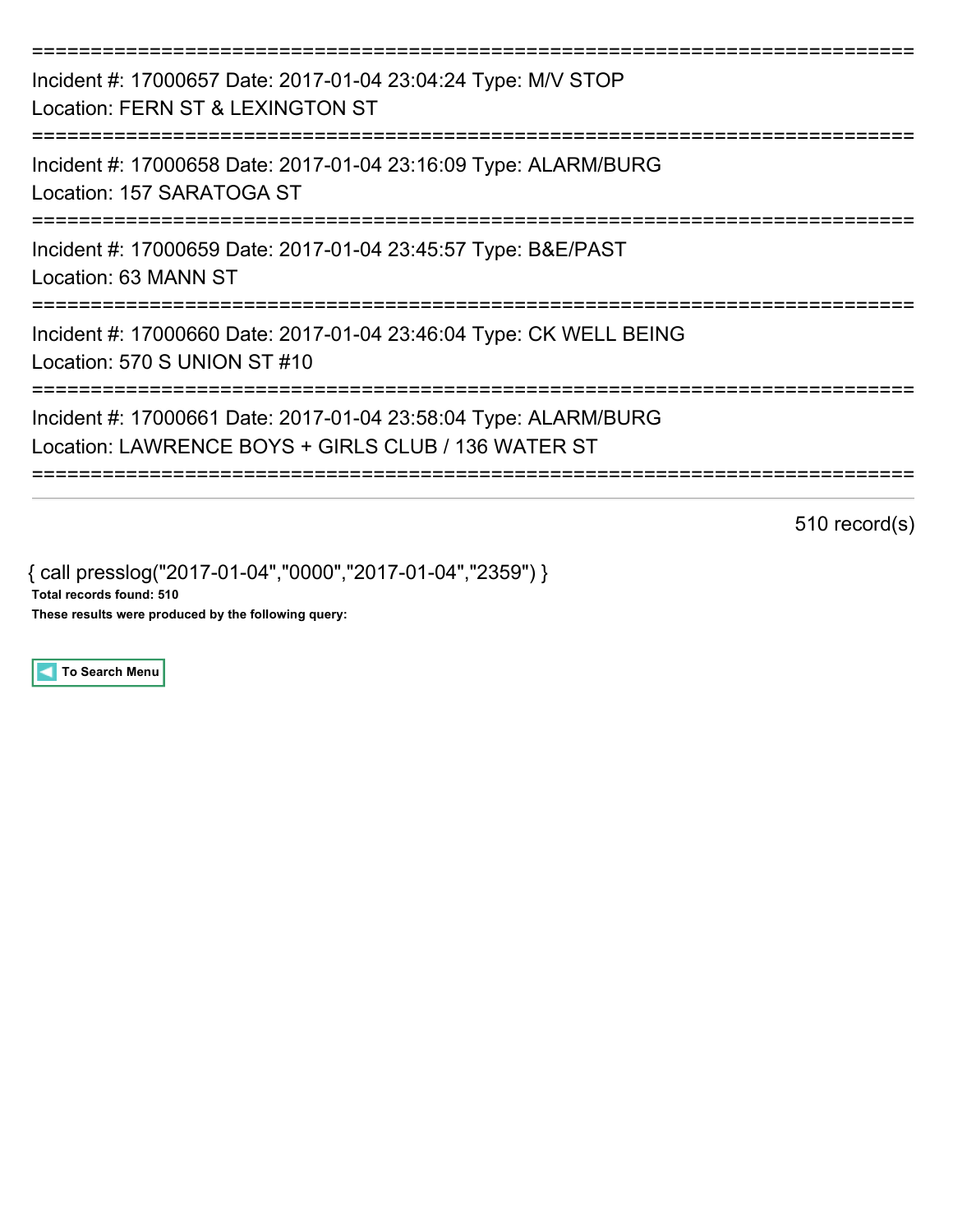===========================================================================

Incident #: 17000657 Date: 2017-01-04 23:04:24 Type: M/V STOP
Location: FERN ST & LEXINGTON ST

===========================================================================

Incident #: 17000658 Date: 2017-01-04 23:16:09 Type: ALARM/BURG
Location: 157 SARATOGA ST

===========================================================================

Incident #: 17000659 Date: 2017-01-04 23:45:57 Type: B&E/PAST
Location: 63 MANN ST

===========================================================================

Incident #: 17000660 Date: 2017-01-04 23:46:04 Type: CK WELL BEING
Location: 570 S UNION ST #10

===========================================================================

Incident #: 17000661 Date: 2017-01-04 23:58:04 Type: ALARM/BURG
Location: LAWRENCE BOYS + GIRLS CLUB / 136 WATER ST

===========================================================================

510 record(s)

{ call presslog("2017-01-04","0000","2017-01-04","2359") }

**Total records found: 510**

**These results were produced by the following query:**

**To Search Menu**